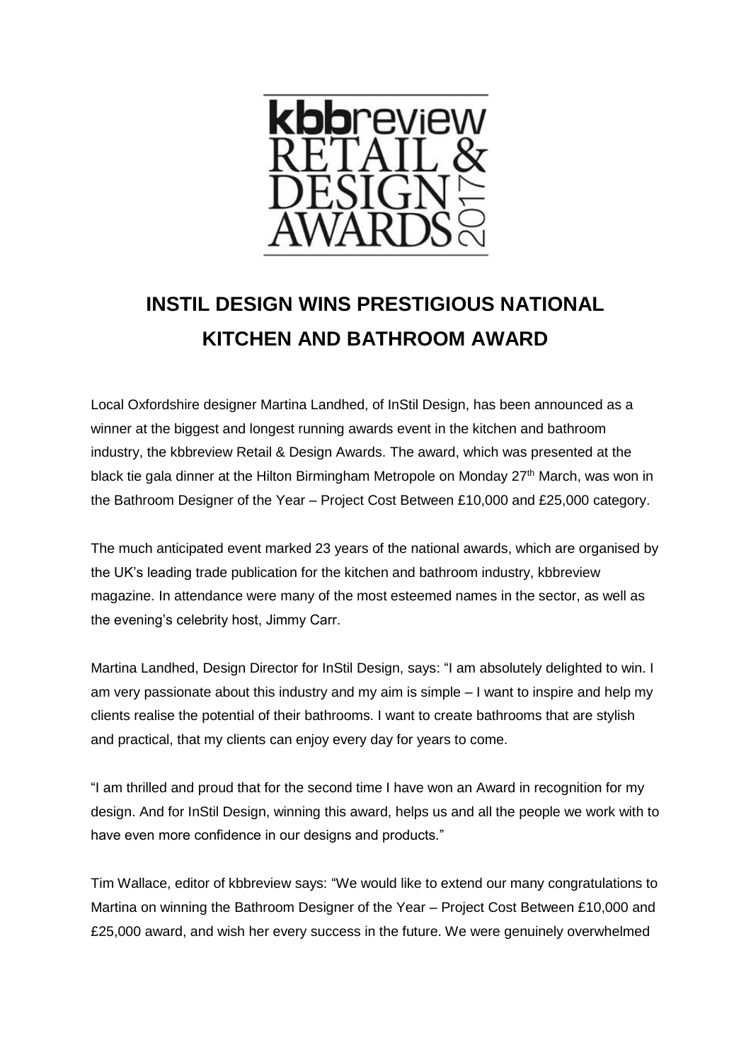# INSTIL DESIGN WINS PRESTIGIOUS NATIONAL KITCHEN AND BATHROOM AWARD

Local Oxfordshire designer Martina Landhed, of InStil Design, has been announced as a winner at the biggest and longest running awards event in the kitchen and bathroom industry, the kbbreview Retail & Design Awards. The award, which was presented at the black tie gala dinner at the Hilton Birmingham Metropole on Monday 27th March, was won in the Bathroom Designer of the Year – Project Cost Between £10,000 and £25,000 category.

The much anticipated event marked 23 years of the national awards, which are organised by the UK's leading trade publication for the kitchen and bathroom industry, kbbreview magazine. In attendance were many of the most esteemed names in the sector, as well as the evening's celebrity host, Jimmy Carr.

Martina Landhed, Design Director for InStil Design, says: "I am absolutely delighted to win. I am very passionate about this industry and my aim is simple – I want to inspire and help my clients realise the potential of their bathrooms. I want to create bathrooms that are stylish and practical, that my clients can enjoy every day for years to come.

"I am thrilled and proud that for the second time I have won an Award in recognition for my design. And for InStil Design, winning this award, helps us and all the people we work with to have even more confidence in our designs and products."

Tim Wallace, editor of kbbreview says: "We would like to extend our many congratulations to Martina on winning the Bathroom Designer of the Year – Project Cost Between £10,000 and £25,000 award, and wish her every success in the future. We were genuinely overwhelmed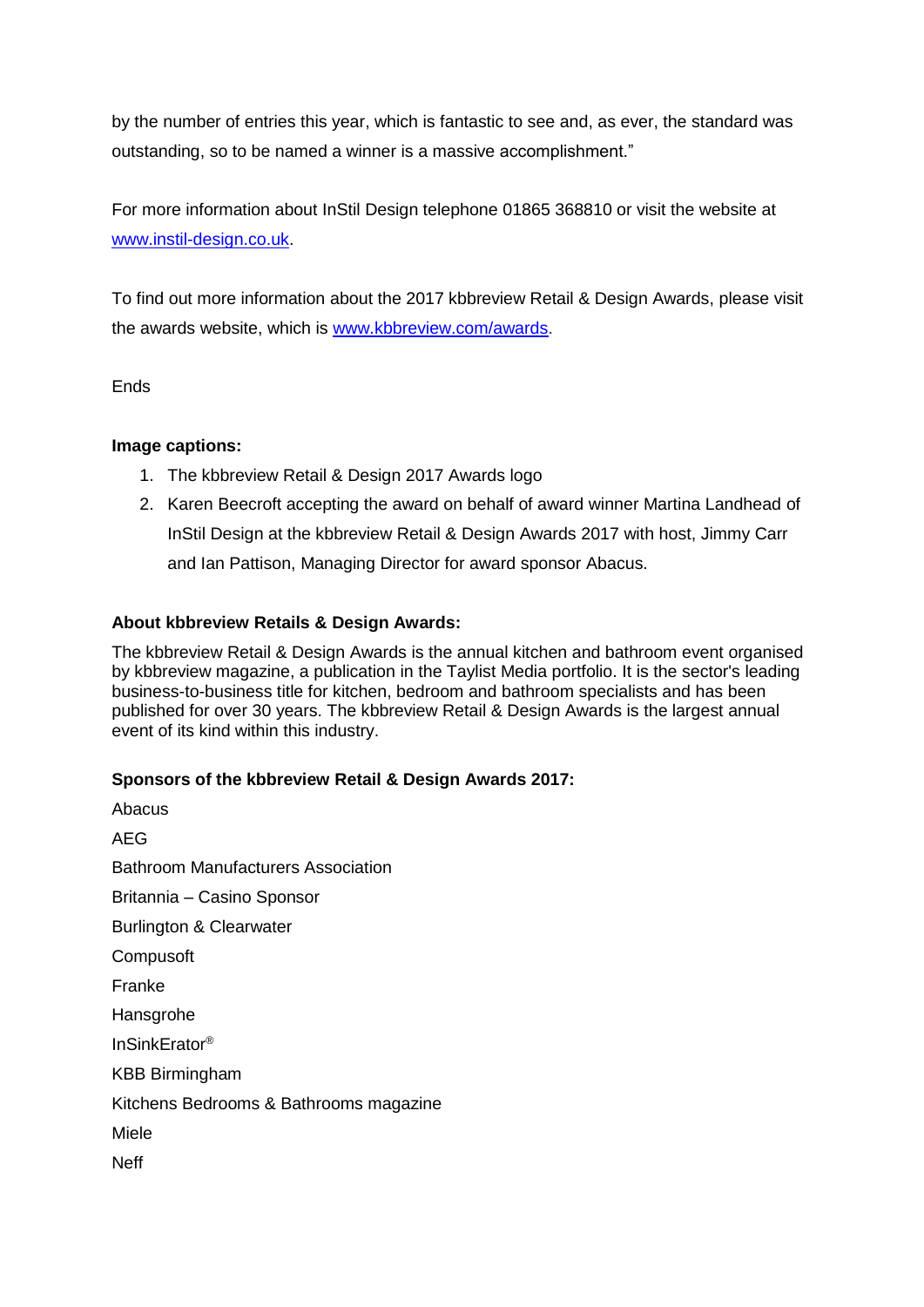by the number of entries this year, which is fantastic to see and, as ever, the standard was outstanding, so to be named a winner is a massive accomplishment."

For more information about InStil Design telephone 01865 368810 or visit the website at [www.instil-design.co.uk](http://www.instil-design.co.uk).

To find out more information about the 2017 kbbreview Retail & Design Awards, please visit the awards website, which is [www.kbbreview.com/awards](http://www.kbbreview.com/awards).

Ends

**Image captions:**

1. The kbbreview Retail & Design 2017 Awards logo
2. Karen Beecroft accepting the award on behalf of award winner Martina Landhead of InStil Design at the kbbreview Retail & Design Awards 2017 with host, Jimmy Carr and Ian Pattison, Managing Director for award sponsor Abacus.

**About kbbreview Retails & Design Awards:**

The kbbreview Retail & Design Awards is the annual kitchen and bathroom event organised by kbbreview magazine, a publication in the Taylist Media portfolio. It is the sector's leading business-to-business title for kitchen, bedroom and bathroom specialists and has been published for over 30 years. The kbbreview Retail & Design Awards is the largest annual event of its kind within this industry.

**Sponsors of the kbbreview Retail & Design Awards 2017:**

Abacus

AEG

Bathroom Manufacturers Association

Britannia – Casino Sponsor

Burlington & Clearwater

Compusoft

Franke

Hansgrohe

InSinkErator®

KBB Birmingham

Kitchens Bedrooms & Bathrooms magazine

Miele

Neff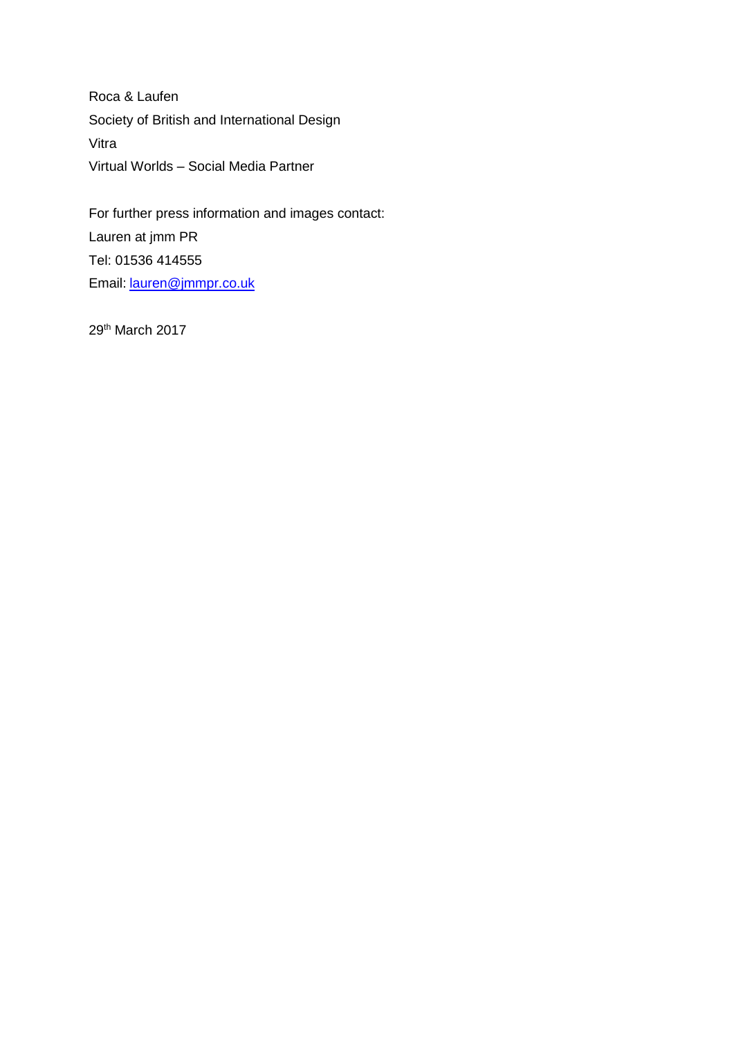Roca & Laufen
Society of British and International Design
Vitra
Virtual Worlds – Social Media Partner

For further press information and images contact:
Lauren at jmm PR
Tel: 01536 414555
Email: lauren@jmmpr.co.uk

29th March 2017